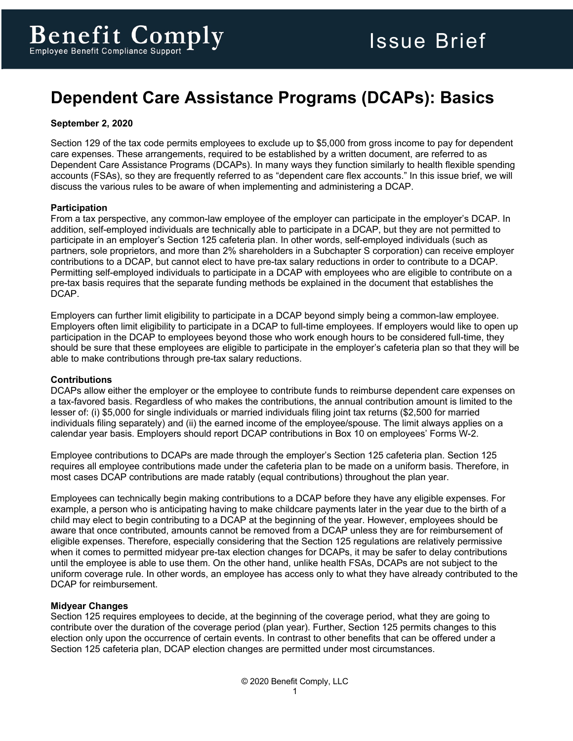Benefit Comply
Employee Benefit Compliance Support

Issue Brief

# Dependent Care Assistance Programs (DCAPs): Basics

**September 2, 2020**

Section 129 of the tax code permits employees to exclude up to $5,000 from gross income to pay for dependent care expenses. These arrangements, required to be established by a written document, are referred to as Dependent Care Assistance Programs (DCAPs). In many ways they function similarly to health flexible spending accounts (FSAs), so they are frequently referred to as "dependent care flex accounts." In this issue brief, we will discuss the various rules to be aware of when implementing and administering a DCAP.

**Participation**

From a tax perspective, any common-law employee of the employer can participate in the employer's DCAP. In addition, self-employed individuals are technically able to participate in a DCAP, but they are not permitted to participate in an employer's Section 125 cafeteria plan. In other words, self-employed individuals (such as partners, sole proprietors, and more than 2% shareholders in a Subchapter S corporation) can receive employer contributions to a DCAP, but cannot elect to have pre-tax salary reductions in order to contribute to a DCAP. Permitting self-employed individuals to participate in a DCAP with employees who are eligible to contribute on a pre-tax basis requires that the separate funding methods be explained in the document that establishes the DCAP.

Employers can further limit eligibility to participate in a DCAP beyond simply being a common-law employee. Employers often limit eligibility to participate in a DCAP to full-time employees. If employers would like to open up participation in the DCAP to employees beyond those who work enough hours to be considered full-time, they should be sure that these employees are eligible to participate in the employer's cafeteria plan so that they will be able to make contributions through pre-tax salary reductions.

**Contributions**

DCAPs allow either the employer or the employee to contribute funds to reimburse dependent care expenses on a tax-favored basis. Regardless of who makes the contributions, the annual contribution amount is limited to the lesser of: (i) $5,000 for single individuals or married individuals filing joint tax returns ($2,500 for married individuals filing separately) and (ii) the earned income of the employee/spouse. The limit always applies on a calendar year basis. Employers should report DCAP contributions in Box 10 on employees' Forms W-2.

Employee contributions to DCAPs are made through the employer's Section 125 cafeteria plan. Section 125 requires all employee contributions made under the cafeteria plan to be made on a uniform basis. Therefore, in most cases DCAP contributions are made ratably (equal contributions) throughout the plan year.

Employees can technically begin making contributions to a DCAP before they have any eligible expenses. For example, a person who is anticipating having to make childcare payments later in the year due to the birth of a child may elect to begin contributing to a DCAP at the beginning of the year. However, employees should be aware that once contributed, amounts cannot be removed from a DCAP unless they are for reimbursement of eligible expenses. Therefore, especially considering that the Section 125 regulations are relatively permissive when it comes to permitted midyear pre-tax election changes for DCAPs, it may be safer to delay contributions until the employee is able to use them. On the other hand, unlike health FSAs, DCAPs are not subject to the uniform coverage rule. In other words, an employee has access only to what they have already contributed to the DCAP for reimbursement.

**Midyear Changes**

Section 125 requires employees to decide, at the beginning of the coverage period, what they are going to contribute over the duration of the coverage period (plan year). Further, Section 125 permits changes to this election only upon the occurrence of certain events. In contrast to other benefits that can be offered under a Section 125 cafeteria plan, DCAP election changes are permitted under most circumstances.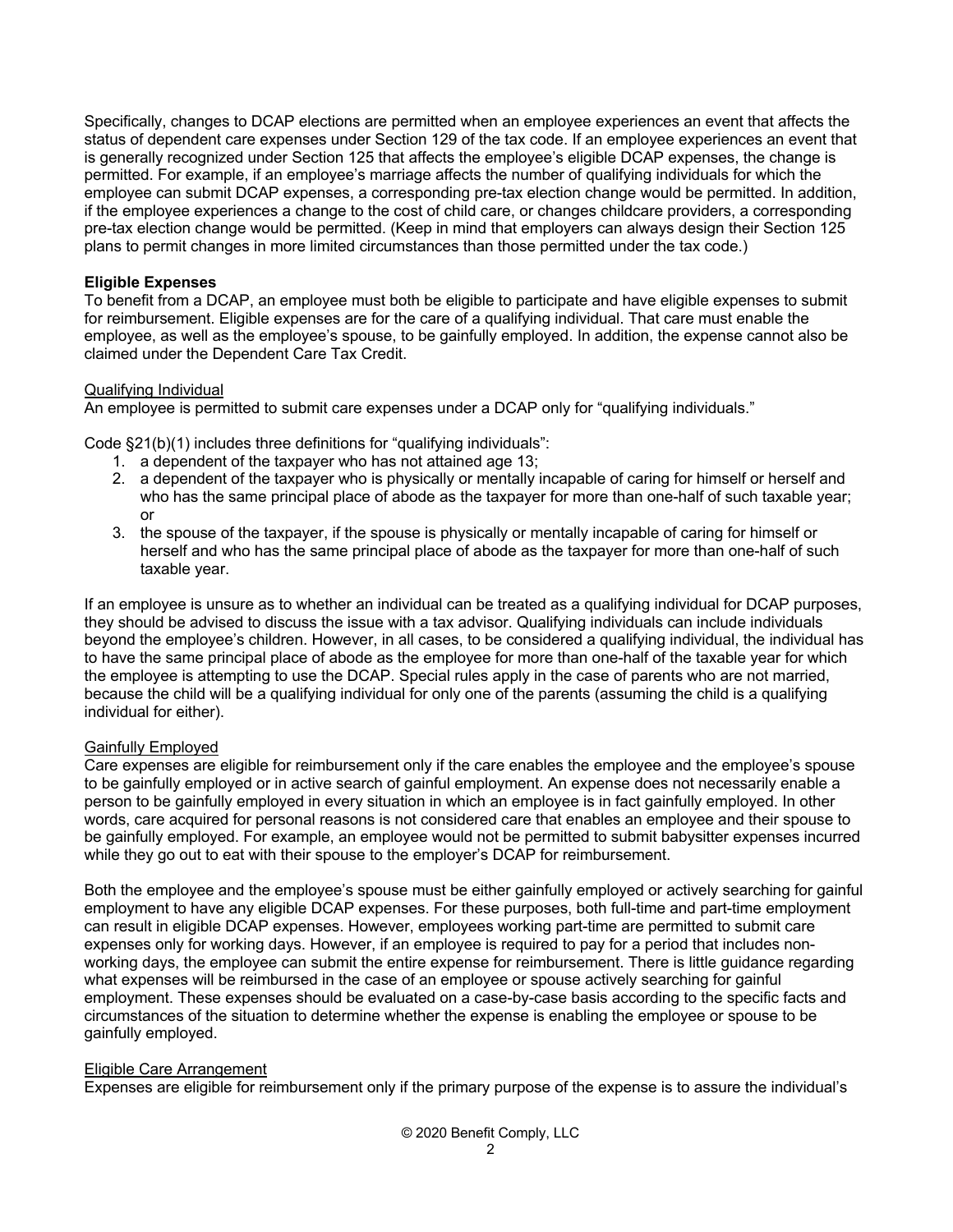Specifically, changes to DCAP elections are permitted when an employee experiences an event that affects the status of dependent care expenses under Section 129 of the tax code. If an employee experiences an event that is generally recognized under Section 125 that affects the employee's eligible DCAP expenses, the change is permitted. For example, if an employee's marriage affects the number of qualifying individuals for which the employee can submit DCAP expenses, a corresponding pre-tax election change would be permitted. In addition, if the employee experiences a change to the cost of child care, or changes childcare providers, a corresponding pre-tax election change would be permitted. (Keep in mind that employers can always design their Section 125 plans to permit changes in more limited circumstances than those permitted under the tax code.)

**Eligible Expenses**

To benefit from a DCAP, an employee must both be eligible to participate and have eligible expenses to submit for reimbursement. Eligible expenses are for the care of a qualifying individual. That care must enable the employee, as well as the employee's spouse, to be gainfully employed. In addition, the expense cannot also be claimed under the Dependent Care Tax Credit.

Qualifying Individual

An employee is permitted to submit care expenses under a DCAP only for "qualifying individuals."

Code §21(b)(1) includes three definitions for "qualifying individuals":

1. a dependent of the taxpayer who has not attained age 13;
2. a dependent of the taxpayer who is physically or mentally incapable of caring for himself or herself and who has the same principal place of abode as the taxpayer for more than one-half of such taxable year; or
3. the spouse of the taxpayer, if the spouse is physically or mentally incapable of caring for himself or herself and who has the same principal place of abode as the taxpayer for more than one-half of such taxable year.

If an employee is unsure as to whether an individual can be treated as a qualifying individual for DCAP purposes, they should be advised to discuss the issue with a tax advisor. Qualifying individuals can include individuals beyond the employee's children. However, in all cases, to be considered a qualifying individual, the individual has to have the same principal place of abode as the employee for more than one-half of the taxable year for which the employee is attempting to use the DCAP. Special rules apply in the case of parents who are not married, because the child will be a qualifying individual for only one of the parents (assuming the child is a qualifying individual for either).

Gainfully Employed

Care expenses are eligible for reimbursement only if the care enables the employee and the employee's spouse to be gainfully employed or in active search of gainful employment. An expense does not necessarily enable a person to be gainfully employed in every situation in which an employee is in fact gainfully employed. In other words, care acquired for personal reasons is not considered care that enables an employee and their spouse to be gainfully employed. For example, an employee would not be permitted to submit babysitter expenses incurred while they go out to eat with their spouse to the employer's DCAP for reimbursement.

Both the employee and the employee's spouse must be either gainfully employed or actively searching for gainful employment to have any eligible DCAP expenses. For these purposes, both full-time and part-time employment can result in eligible DCAP expenses. However, employees working part-time are permitted to submit care expenses only for working days. However, if an employee is required to pay for a period that includes non-working days, the employee can submit the entire expense for reimbursement. There is little guidance regarding what expenses will be reimbursed in the case of an employee or spouse actively searching for gainful employment. These expenses should be evaluated on a case-by-case basis according to the specific facts and circumstances of the situation to determine whether the expense is enabling the employee or spouse to be gainfully employed.

Eligible Care Arrangement

Expenses are eligible for reimbursement only if the primary purpose of the expense is to assure the individual's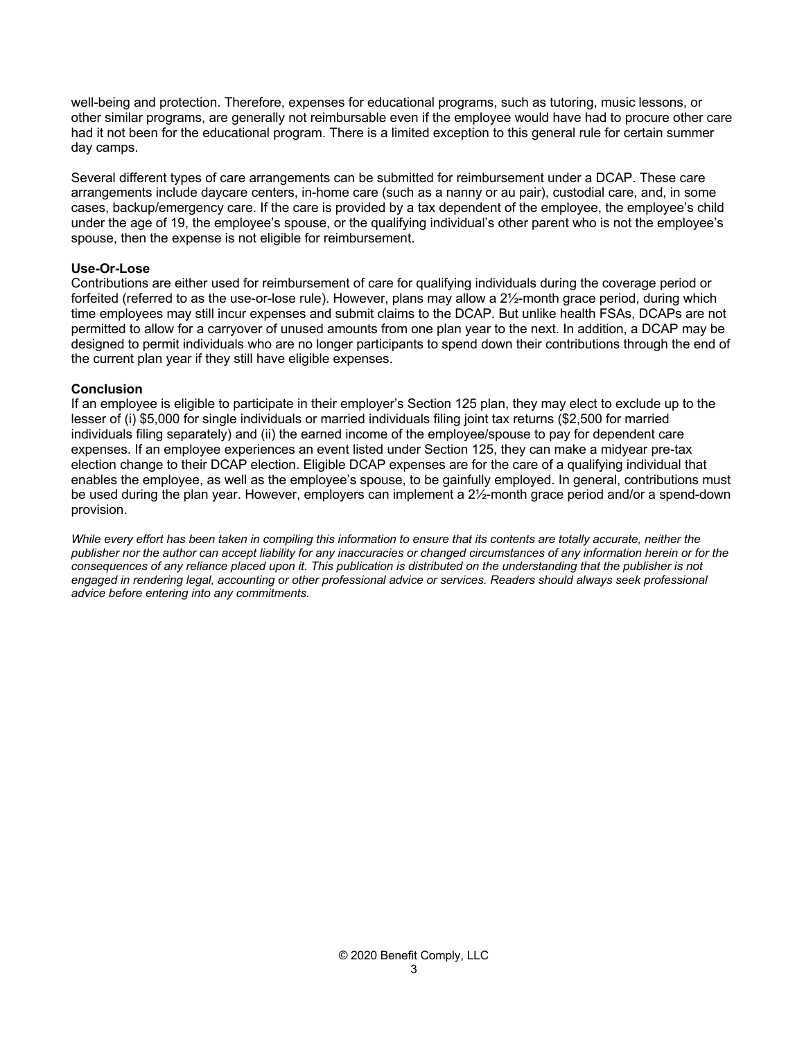well-being and protection. Therefore, expenses for educational programs, such as tutoring, music lessons, or other similar programs, are generally not reimbursable even if the employee would have had to procure other care had it not been for the educational program. There is a limited exception to this general rule for certain summer day camps.

Several different types of care arrangements can be submitted for reimbursement under a DCAP. These care arrangements include daycare centers, in-home care (such as a nanny or au pair), custodial care, and, in some cases, backup/emergency care. If the care is provided by a tax dependent of the employee, the employee's child under the age of 19, the employee's spouse, or the qualifying individual's other parent who is not the employee's spouse, then the expense is not eligible for reimbursement.

**Use-Or-Lose**

Contributions are either used for reimbursement of care for qualifying individuals during the coverage period or forfeited (referred to as the use-or-lose rule). However, plans may allow a 2½-month grace period, during which time employees may still incur expenses and submit claims to the DCAP. But unlike health FSAs, DCAPs are not permitted to allow for a carryover of unused amounts from one plan year to the next. In addition, a DCAP may be designed to permit individuals who are no longer participants to spend down their contributions through the end of the current plan year if they still have eligible expenses.

**Conclusion**

If an employee is eligible to participate in their employer's Section 125 plan, they may elect to exclude up to the lesser of (i) $5,000 for single individuals or married individuals filing joint tax returns ($2,500 for married individuals filing separately) and (ii) the earned income of the employee/spouse to pay for dependent care expenses. If an employee experiences an event listed under Section 125, they can make a midyear pre-tax election change to their DCAP election. Eligible DCAP expenses are for the care of a qualifying individual that enables the employee, as well as the employee's spouse, to be gainfully employed. In general, contributions must be used during the plan year. However, employers can implement a 2½-month grace period and/or a spend-down provision.

*While every effort has been taken in compiling this information to ensure that its contents are totally accurate, neither the publisher nor the author can accept liability for any inaccuracies or changed circumstances of any information herein or for the consequences of any reliance placed upon it. This publication is distributed on the understanding that the publisher is not engaged in rendering legal, accounting or other professional advice or services. Readers should always seek professional advice before entering into any commitments.*

© 2020 Benefit Comply, LLC